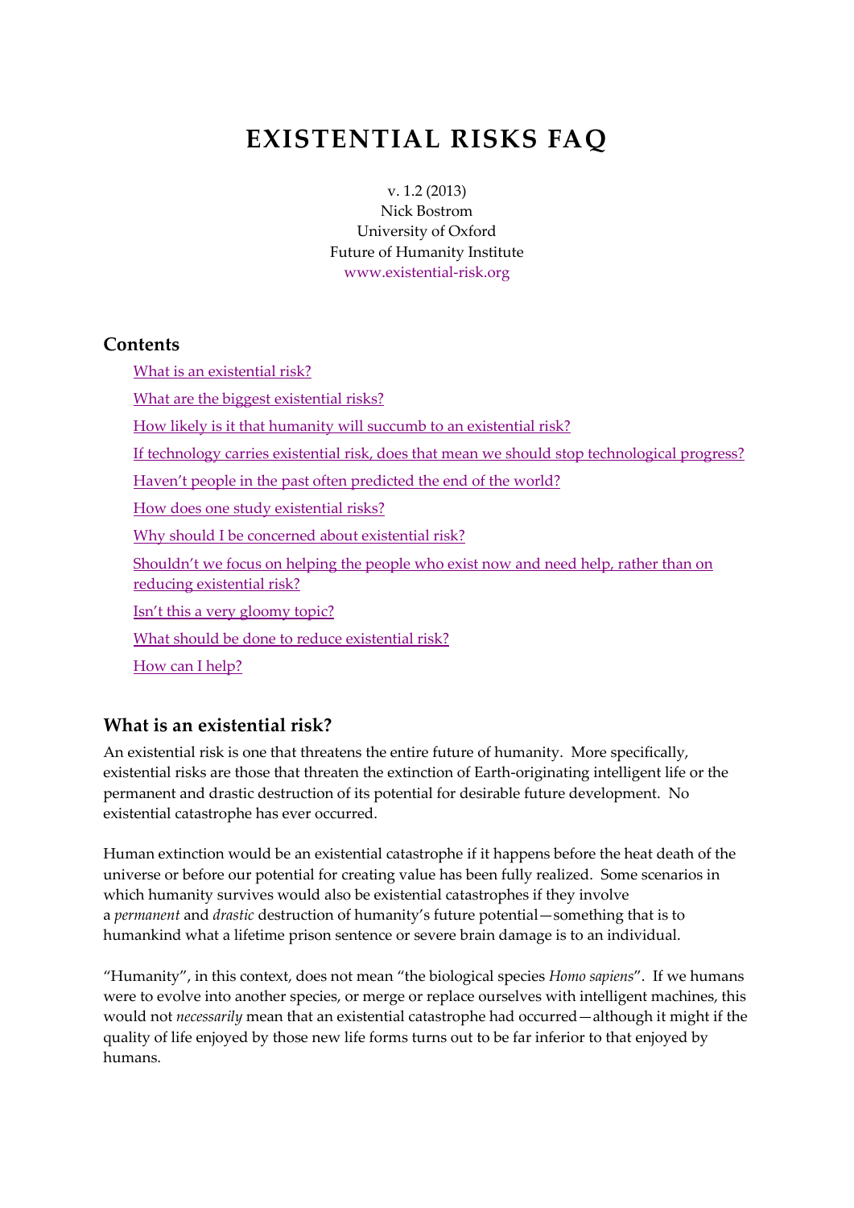# EXISTENTIAL RISKS FAQ

v. 1.2 (2013)
Nick Bostrom
University of Oxford
Future of Humanity Institute
www.existential-risk.org

## Contents

- What is an existential risk?
- What are the biggest existential risks?
- How likely is it that humanity will succumb to an existential risk?
- If technology carries existential risk, does that mean we should stop technological progress?
- Haven't people in the past often predicted the end of the world?
- How does one study existential risks?
- Why should I be concerned about existential risk?
- Shouldn't we focus on helping the people who exist now and need help, rather than on reducing existential risk?
- Isn't this a very gloomy topic?
- What should be done to reduce existential risk?
- How can I help?

## What is an existential risk?

An existential risk is one that threatens the entire future of humanity. More specifically, existential risks are those that threaten the extinction of Earth-originating intelligent life or the permanent and drastic destruction of its potential for desirable future development. No existential catastrophe has ever occurred.

Human extinction would be an existential catastrophe if it happens before the heat death of the universe or before our potential for creating value has been fully realized. Some scenarios in which humanity survives would also be existential catastrophes if they involve a *permanent* and *drastic* destruction of humanity's future potential—something that is to humankind what a lifetime prison sentence or severe brain damage is to an individual.

"Humanity", in this context, does not mean "the biological species *Homo sapiens*". If we humans were to evolve into another species, or merge or replace ourselves with intelligent machines, this would not *necessarily* mean that an existential catastrophe had occurred—although it might if the quality of life enjoyed by those new life forms turns out to be far inferior to that enjoyed by humans.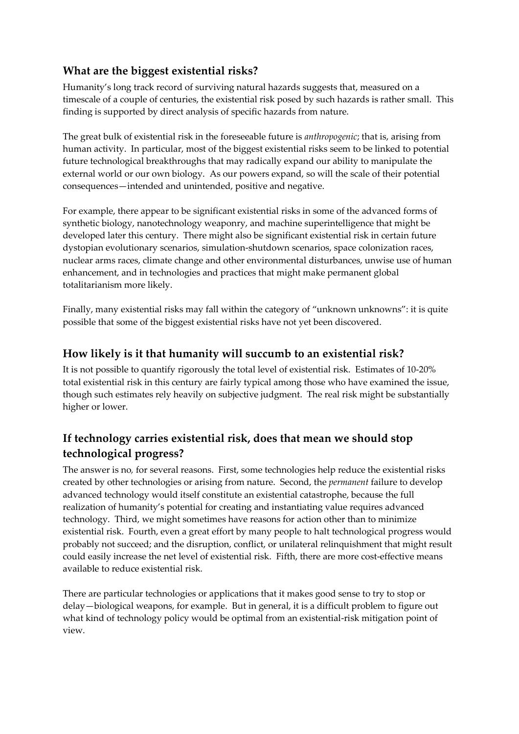## What are the biggest existential risks?

Humanity's long track record of surviving natural hazards suggests that, measured on a timescale of a couple of centuries, the existential risk posed by such hazards is rather small. This finding is supported by direct analysis of specific hazards from nature.

The great bulk of existential risk in the foreseeable future is *anthropogenic*; that is, arising from human activity. In particular, most of the biggest existential risks seem to be linked to potential future technological breakthroughs that may radically expand our ability to manipulate the external world or our own biology. As our powers expand, so will the scale of their potential consequences—intended and unintended, positive and negative.

For example, there appear to be significant existential risks in some of the advanced forms of synthetic biology, nanotechnology weaponry, and machine superintelligence that might be developed later this century. There might also be significant existential risk in certain future dystopian evolutionary scenarios, simulation-shutdown scenarios, space colonization races, nuclear arms races, climate change and other environmental disturbances, unwise use of human enhancement, and in technologies and practices that might make permanent global totalitarianism more likely.

Finally, many existential risks may fall within the category of "unknown unknowns": it is quite possible that some of the biggest existential risks have not yet been discovered.

## How likely is it that humanity will succumb to an existential risk?

It is not possible to quantify rigorously the total level of existential risk. Estimates of 10-20% total existential risk in this century are fairly typical among those who have examined the issue, though such estimates rely heavily on subjective judgment. The real risk might be substantially higher or lower.

## If technology carries existential risk, does that mean we should stop technological progress?

The answer is no, for several reasons. First, some technologies help reduce the existential risks created by other technologies or arising from nature. Second, the *permanent* failure to develop advanced technology would itself constitute an existential catastrophe, because the full realization of humanity's potential for creating and instantiating value requires advanced technology. Third, we might sometimes have reasons for action other than to minimize existential risk. Fourth, even a great effort by many people to halt technological progress would probably not succeed; and the disruption, conflict, or unilateral relinquishment that might result could easily increase the net level of existential risk. Fifth, there are more cost-effective means available to reduce existential risk.

There are particular technologies or applications that it makes good sense to try to stop or delay—biological weapons, for example. But in general, it is a difficult problem to figure out what kind of technology policy would be optimal from an existential-risk mitigation point of view.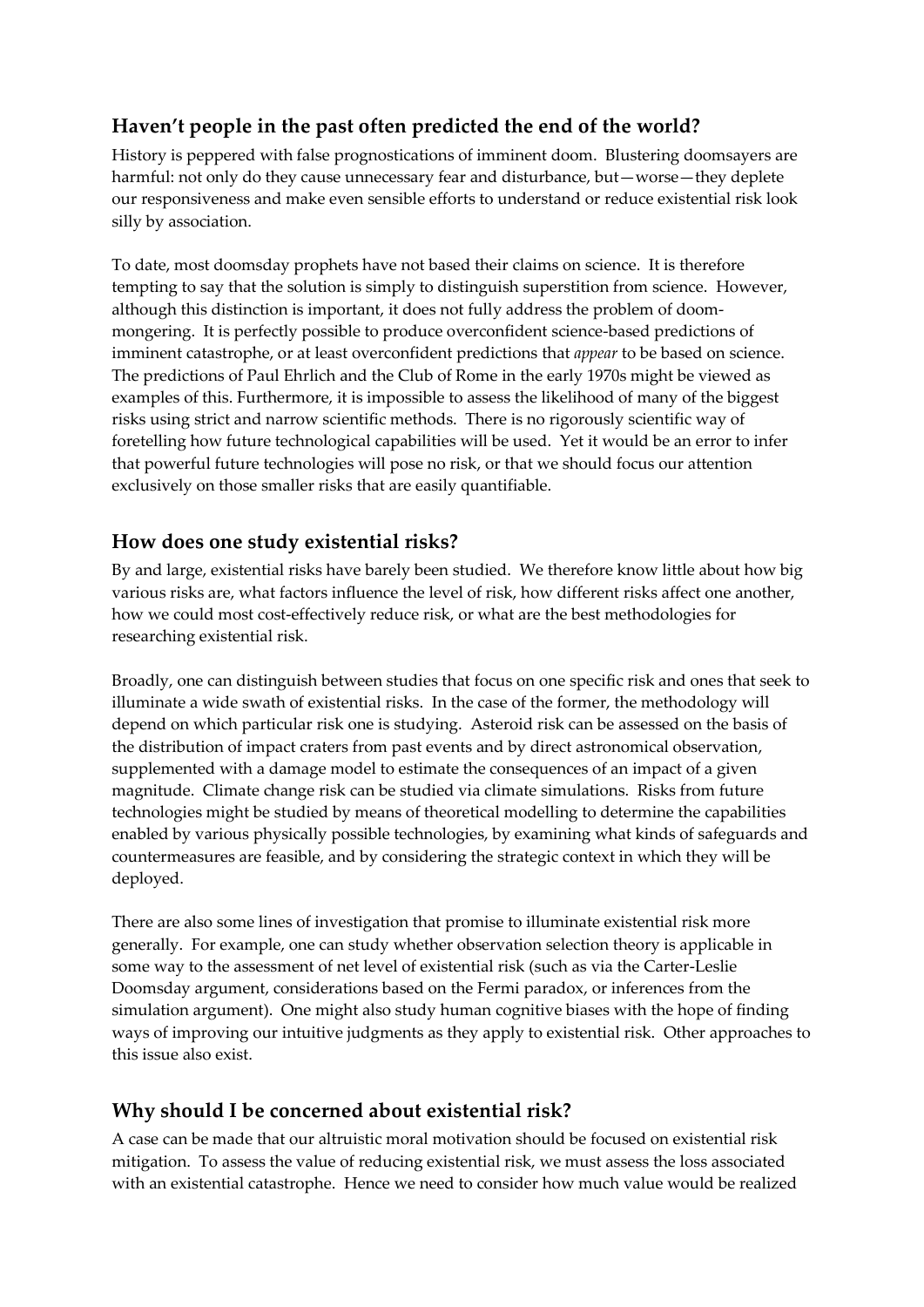## Haven't people in the past often predicted the end of the world?

History is peppered with false prognostications of imminent doom. Blustering doomsayers are harmful: not only do they cause unnecessary fear and disturbance, but—worse—they deplete our responsiveness and make even sensible efforts to understand or reduce existential risk look silly by association.

To date, most doomsday prophets have not based their claims on science. It is therefore tempting to say that the solution is simply to distinguish superstition from science. However, although this distinction is important, it does not fully address the problem of doom-mongering. It is perfectly possible to produce overconfident science-based predictions of imminent catastrophe, or at least overconfident predictions that *appear* to be based on science. The predictions of Paul Ehrlich and the Club of Rome in the early 1970s might be viewed as examples of this. Furthermore, it is impossible to assess the likelihood of many of the biggest risks using strict and narrow scientific methods. There is no rigorously scientific way of foretelling how future technological capabilities will be used. Yet it would be an error to infer that powerful future technologies will pose no risk, or that we should focus our attention exclusively on those smaller risks that are easily quantifiable.

## How does one study existential risks?

By and large, existential risks have barely been studied. We therefore know little about how big various risks are, what factors influence the level of risk, how different risks affect one another, how we could most cost-effectively reduce risk, or what are the best methodologies for researching existential risk.

Broadly, one can distinguish between studies that focus on one specific risk and ones that seek to illuminate a wide swath of existential risks. In the case of the former, the methodology will depend on which particular risk one is studying. Asteroid risk can be assessed on the basis of the distribution of impact craters from past events and by direct astronomical observation, supplemented with a damage model to estimate the consequences of an impact of a given magnitude. Climate change risk can be studied via climate simulations. Risks from future technologies might be studied by means of theoretical modelling to determine the capabilities enabled by various physically possible technologies, by examining what kinds of safeguards and countermeasures are feasible, and by considering the strategic context in which they will be deployed.

There are also some lines of investigation that promise to illuminate existential risk more generally. For example, one can study whether observation selection theory is applicable in some way to the assessment of net level of existential risk (such as via the Carter-Leslie Doomsday argument, considerations based on the Fermi paradox, or inferences from the simulation argument). One might also study human cognitive biases with the hope of finding ways of improving our intuitive judgments as they apply to existential risk. Other approaches to this issue also exist.

## Why should I be concerned about existential risk?

A case can be made that our altruistic moral motivation should be focused on existential risk mitigation. To assess the value of reducing existential risk, we must assess the loss associated with an existential catastrophe. Hence we need to consider how much value would be realized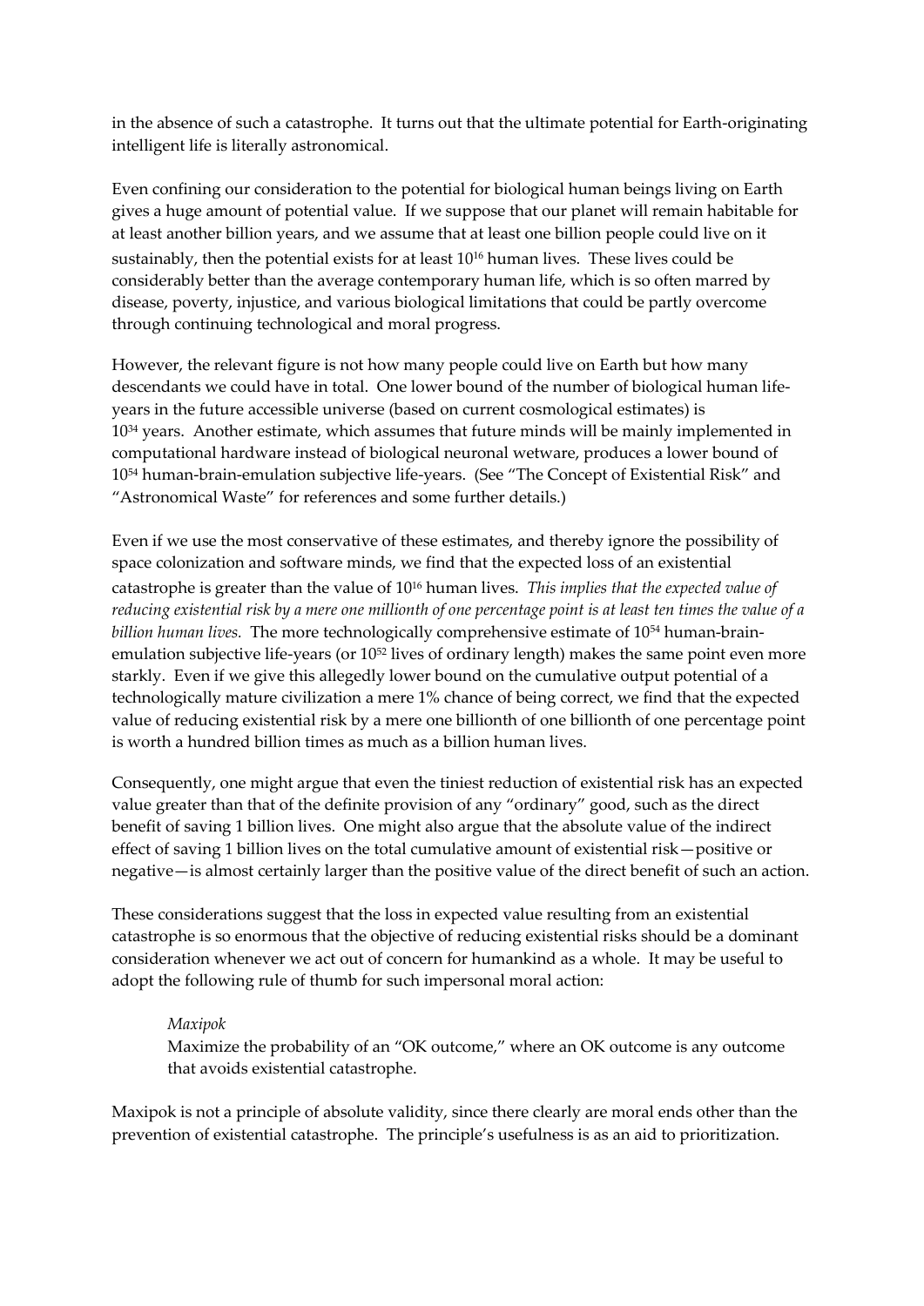in the absence of such a catastrophe. It turns out that the ultimate potential for Earth-originating intelligent life is literally astronomical.

Even confining our consideration to the potential for biological human beings living on Earth gives a huge amount of potential value. If we suppose that our planet will remain habitable for at least another billion years, and we assume that at least one billion people could live on it sustainably, then the potential exists for at least $10^{16}$ human lives. These lives could be considerably better than the average contemporary human life, which is so often marred by disease, poverty, injustice, and various biological limitations that could be partly overcome through continuing technological and moral progress.

However, the relevant figure is not how many people could live on Earth but how many descendants we could have in total. One lower bound of the number of biological human life-years in the future accessible universe (based on current cosmological estimates) is $10^{34}$ years. Another estimate, which assumes that future minds will be mainly implemented in computational hardware instead of biological neuronal wetware, produces a lower bound of $10^{54}$ human-brain-emulation subjective life-years. (See "The Concept of Existential Risk" and "Astronomical Waste" for references and some further details.)

Even if we use the most conservative of these estimates, and thereby ignore the possibility of space colonization and software minds, we find that the expected loss of an existential catastrophe is greater than the value of $10^{16}$ human lives. *This implies that the expected value of reducing existential risk by a mere one millionth of one percentage point is at least ten times the value of a billion human lives.* The more technologically comprehensive estimate of $10^{54}$ human-brain-emulation subjective life-years (or $10^{52}$ lives of ordinary length) makes the same point even more starkly. Even if we give this allegedly lower bound on the cumulative output potential of a technologically mature civilization a mere 1% chance of being correct, we find that the expected value of reducing existential risk by a mere one billionth of one billionth of one percentage point is worth a hundred billion times as much as a billion human lives.

Consequently, one might argue that even the tiniest reduction of existential risk has an expected value greater than that of the definite provision of any "ordinary" good, such as the direct benefit of saving 1 billion lives. One might also argue that the absolute value of the indirect effect of saving 1 billion lives on the total cumulative amount of existential risk—positive or negative—is almost certainly larger than the positive value of the direct benefit of such an action.

These considerations suggest that the loss in expected value resulting from an existential catastrophe is so enormous that the objective of reducing existential risks should be a dominant consideration whenever we act out of concern for humankind as a whole. It may be useful to adopt the following rule of thumb for such impersonal moral action:

> *Maxipok*
> Maximize the probability of an "OK outcome," where an OK outcome is any outcome that avoids existential catastrophe.

Maxipok is not a principle of absolute validity, since there clearly are moral ends other than the prevention of existential catastrophe. The principle's usefulness is as an aid to prioritization.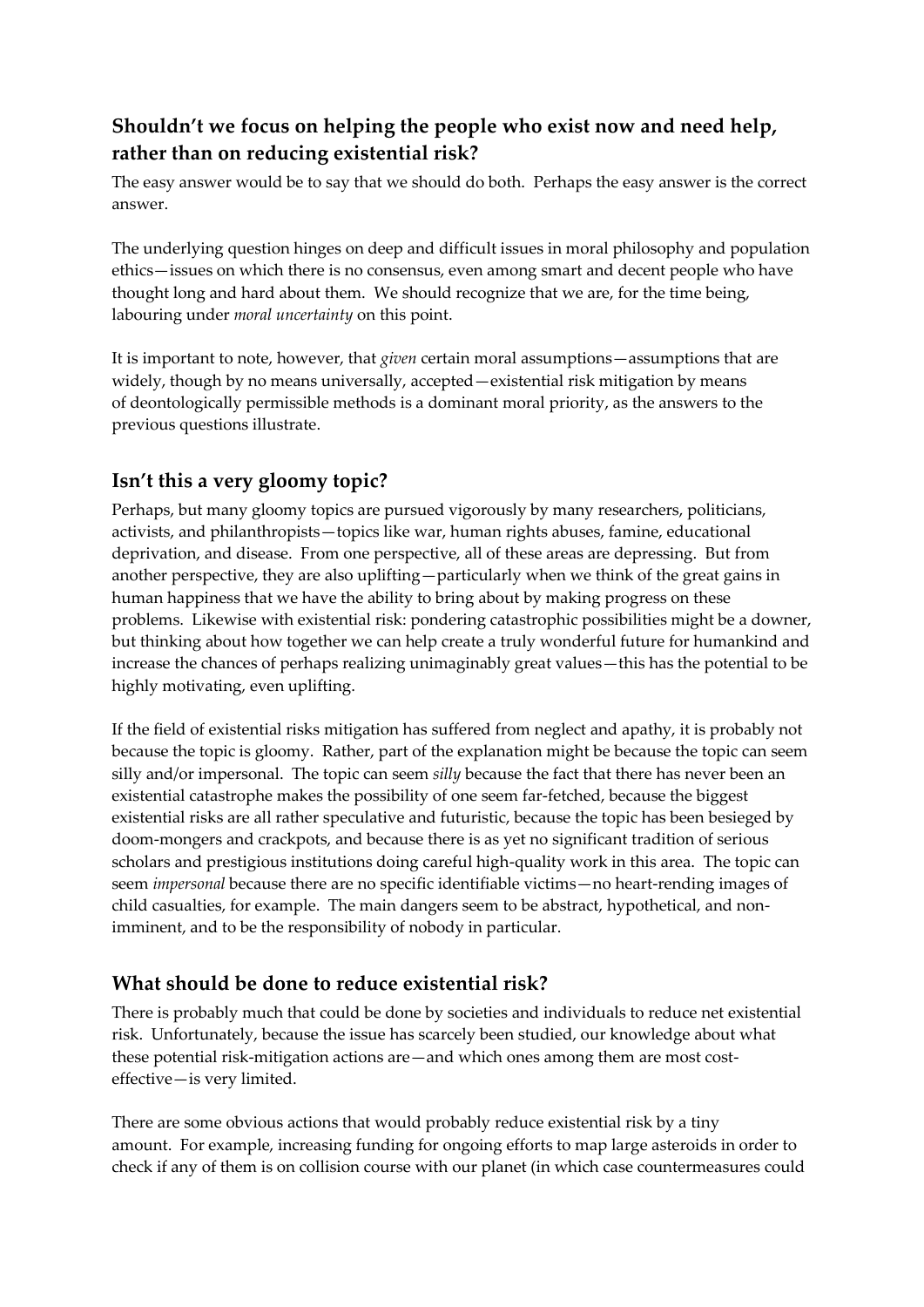## Shouldn't we focus on helping the people who exist now and need help, rather than on reducing existential risk?

The easy answer would be to say that we should do both. Perhaps the easy answer is the correct answer.

The underlying question hinges on deep and difficult issues in moral philosophy and population ethics—issues on which there is no consensus, even among smart and decent people who have thought long and hard about them. We should recognize that we are, for the time being, labouring under *moral uncertainty* on this point.

It is important to note, however, that *given* certain moral assumptions—assumptions that are widely, though by no means universally, accepted—existential risk mitigation by means of deontologically permissible methods is a dominant moral priority, as the answers to the previous questions illustrate.

## Isn't this a very gloomy topic?

Perhaps, but many gloomy topics are pursued vigorously by many researchers, politicians, activists, and philanthropists—topics like war, human rights abuses, famine, educational deprivation, and disease. From one perspective, all of these areas are depressing. But from another perspective, they are also uplifting—particularly when we think of the great gains in human happiness that we have the ability to bring about by making progress on these problems. Likewise with existential risk: pondering catastrophic possibilities might be a downer, but thinking about how together we can help create a truly wonderful future for humankind and increase the chances of perhaps realizing unimaginably great values—this has the potential to be highly motivating, even uplifting.

If the field of existential risks mitigation has suffered from neglect and apathy, it is probably not because the topic is gloomy. Rather, part of the explanation might be because the topic can seem silly and/or impersonal. The topic can seem *silly* because the fact that there has never been an existential catastrophe makes the possibility of one seem far-fetched, because the biggest existential risks are all rather speculative and futuristic, because the topic has been besieged by doom-mongers and crackpots, and because there is as yet no significant tradition of serious scholars and prestigious institutions doing careful high-quality work in this area. The topic can seem *impersonal* because there are no specific identifiable victims—no heart-rending images of child casualties, for example. The main dangers seem to be abstract, hypothetical, and non-imminent, and to be the responsibility of nobody in particular.

## What should be done to reduce existential risk?

There is probably much that could be done by societies and individuals to reduce net existential risk. Unfortunately, because the issue has scarcely been studied, our knowledge about what these potential risk-mitigation actions are—and which ones among them are most cost-effective—is very limited.

There are some obvious actions that would probably reduce existential risk by a tiny amount. For example, increasing funding for ongoing efforts to map large asteroids in order to check if any of them is on collision course with our planet (in which case countermeasures could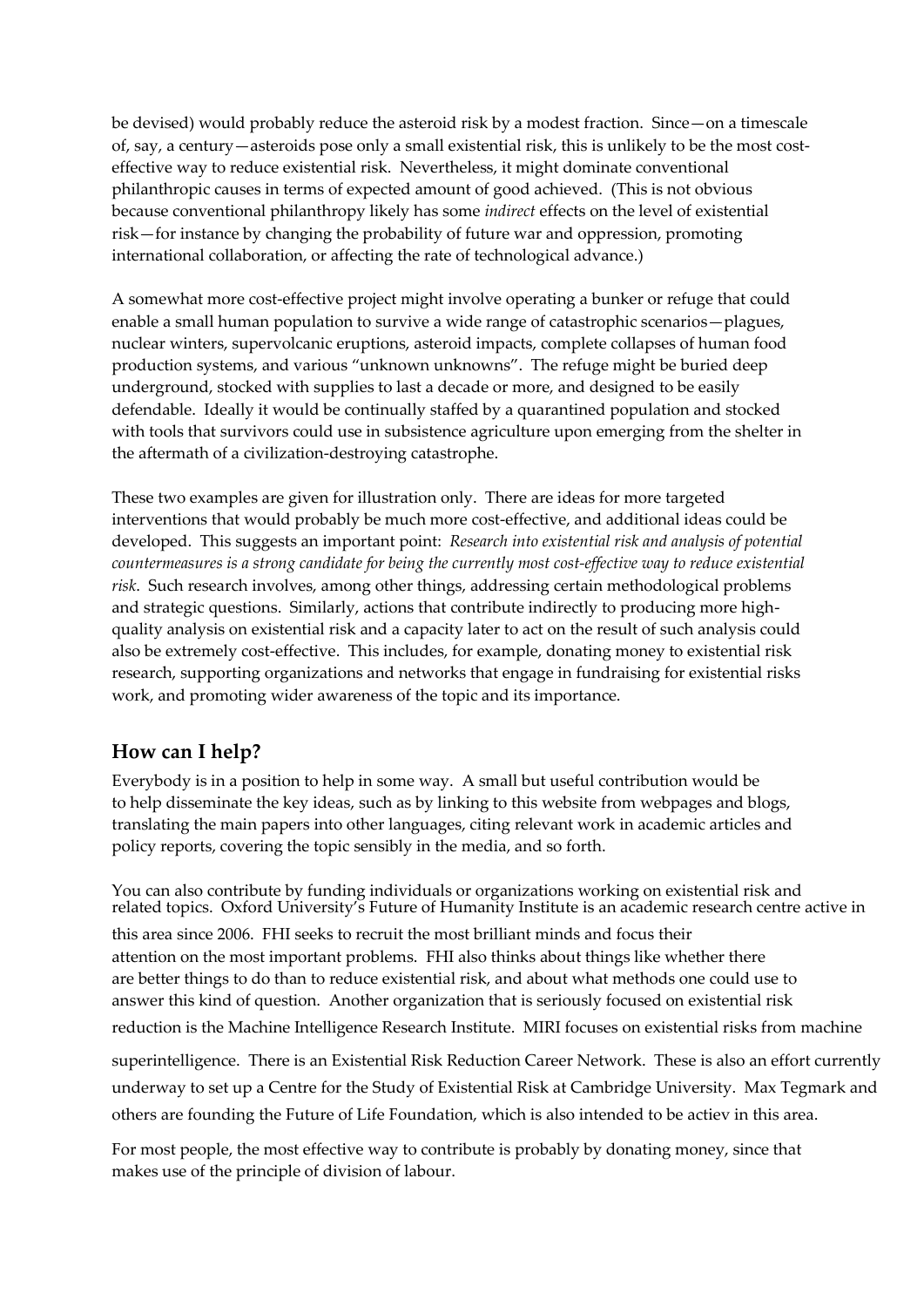be devised) would probably reduce the asteroid risk by a modest fraction. Since—on a timescale of, say, a century—asteroids pose only a small existential risk, this is unlikely to be the most cost-effective way to reduce existential risk. Nevertheless, it might dominate conventional philanthropic causes in terms of expected amount of good achieved. (This is not obvious because conventional philanthropy likely has some *indirect* effects on the level of existential risk—for instance by changing the probability of future war and oppression, promoting international collaboration, or affecting the rate of technological advance.)

A somewhat more cost-effective project might involve operating a bunker or refuge that could enable a small human population to survive a wide range of catastrophic scenarios—plagues, nuclear winters, supervolcanic eruptions, asteroid impacts, complete collapses of human food production systems, and various "unknown unknowns". The refuge might be buried deep underground, stocked with supplies to last a decade or more, and designed to be easily defendable. Ideally it would be continually staffed by a quarantined population and stocked with tools that survivors could use in subsistence agriculture upon emerging from the shelter in the aftermath of a civilization-destroying catastrophe.

These two examples are given for illustration only. There are ideas for more targeted interventions that would probably be much more cost-effective, and additional ideas could be developed. This suggests an important point: *Research into existential risk and analysis of potential countermeasures is a strong candidate for being the currently most cost-effective way to reduce existential risk*. Such research involves, among other things, addressing certain methodological problems and strategic questions. Similarly, actions that contribute indirectly to producing more high-quality analysis on existential risk and a capacity later to act on the result of such analysis could also be extremely cost-effective. This includes, for example, donating money to existential risk research, supporting organizations and networks that engage in fundraising for existential risks work, and promoting wider awareness of the topic and its importance.

## How can I help?

Everybody is in a position to help in some way. A small but useful contribution would be to help disseminate the key ideas, such as by linking to this website from webpages and blogs, translating the main papers into other languages, citing relevant work in academic articles and policy reports, covering the topic sensibly in the media, and so forth.

You can also contribute by funding individuals or organizations working on existential risk and related topics. Oxford University's Future of Humanity Institute is an academic research centre active in this area since 2006. FHI seeks to recruit the most brilliant minds and focus their attention on the most important problems. FHI also thinks about things like whether there are better things to do than to reduce existential risk, and about what methods one could use to answer this kind of question. Another organization that is seriously focused on existential risk reduction is the Machine Intelligence Research Institute. MIRI focuses on existential risks from machine superintelligence. There is an Existential Risk Reduction Career Network. These is also an effort currently underway to set up a Centre for the Study of Existential Risk at Cambridge University. Max Tegmark and others are founding the Future of Life Foundation, which is also intended to be actiev in this area.

For most people, the most effective way to contribute is probably by donating money, since that makes use of the principle of division of labour.